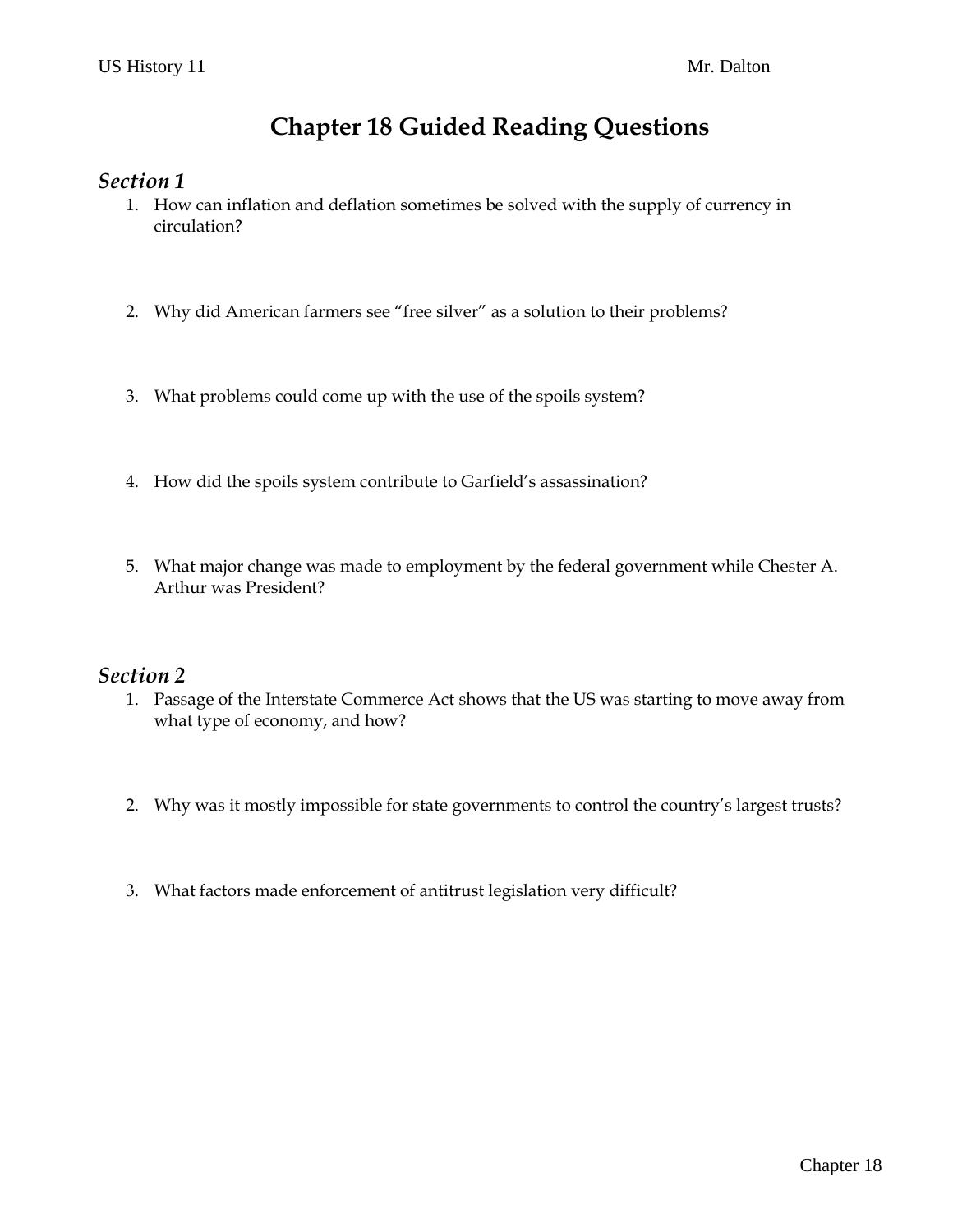US History 11 Mr. Dalton

# Chapter 18 Guided Reading Questions

## *Section 1*

1. How can inflation and deflation sometimes be solved with the supply of currency in circulation?

2. Why did American farmers see "free silver" as a solution to their problems?

3. What problems could come up with the use of the spoils system?

4. How did the spoils system contribute to Garfield's assassination?

5. What major change was made to employment by the federal government while Chester A. Arthur was President?

## *Section 2*

1. Passage of the Interstate Commerce Act shows that the US was starting to move away from what type of economy, and how?

2. Why was it mostly impossible for state governments to control the country's largest trusts?

3. What factors made enforcement of antitrust legislation very difficult?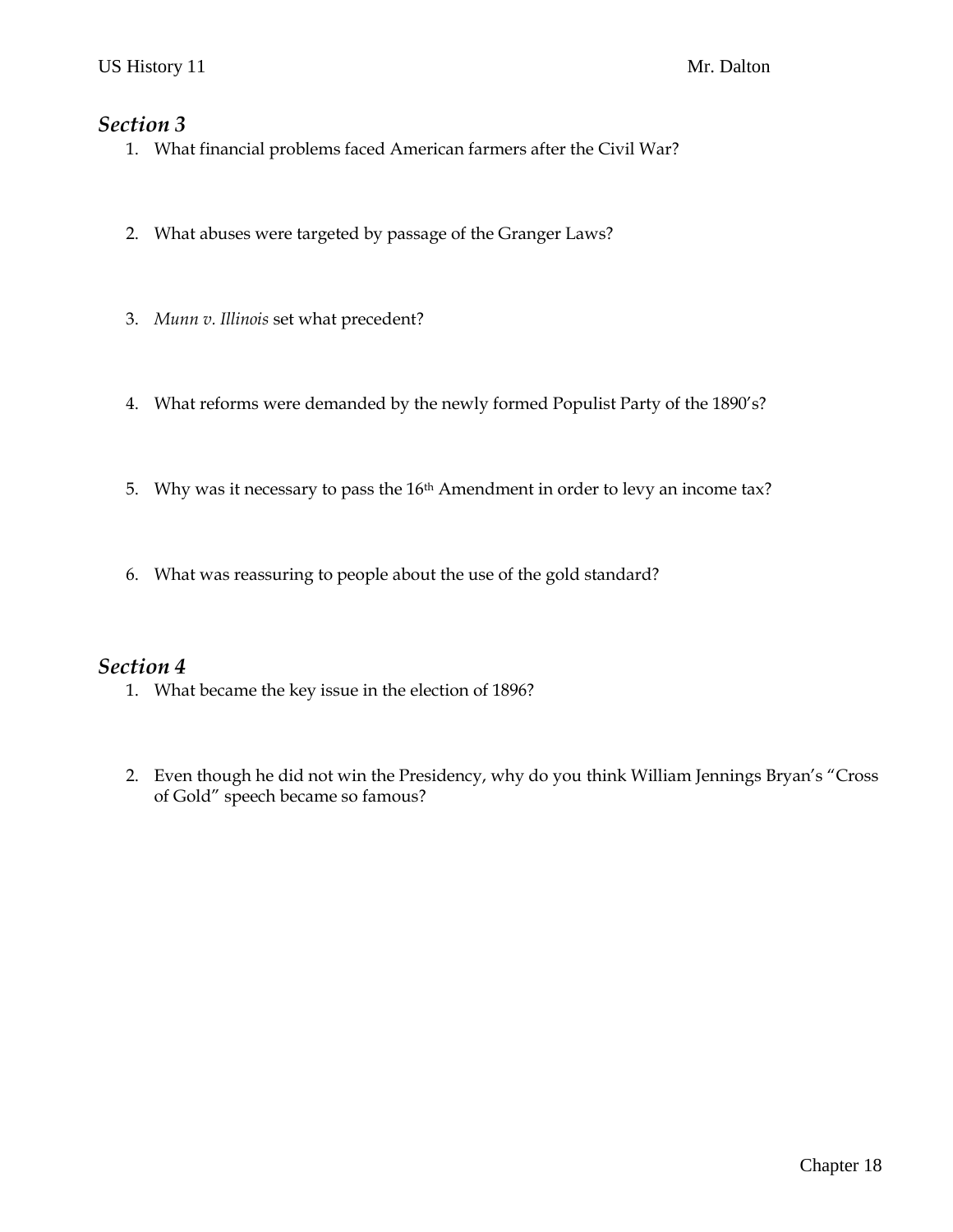## *Section 3*

1. What financial problems faced American farmers after the Civil War?

2. What abuses were targeted by passage of the Granger Laws?

3. *Munn v. Illinois* set what precedent?

4. What reforms were demanded by the newly formed Populist Party of the 1890's?

5. Why was it necessary to pass the 16th Amendment in order to levy an income tax?

6. What was reassuring to people about the use of the gold standard?

## *Section 4*

1. What became the key issue in the election of 1896?

2. Even though he did not win the Presidency, why do you think William Jennings Bryan's "Cross of Gold" speech became so famous?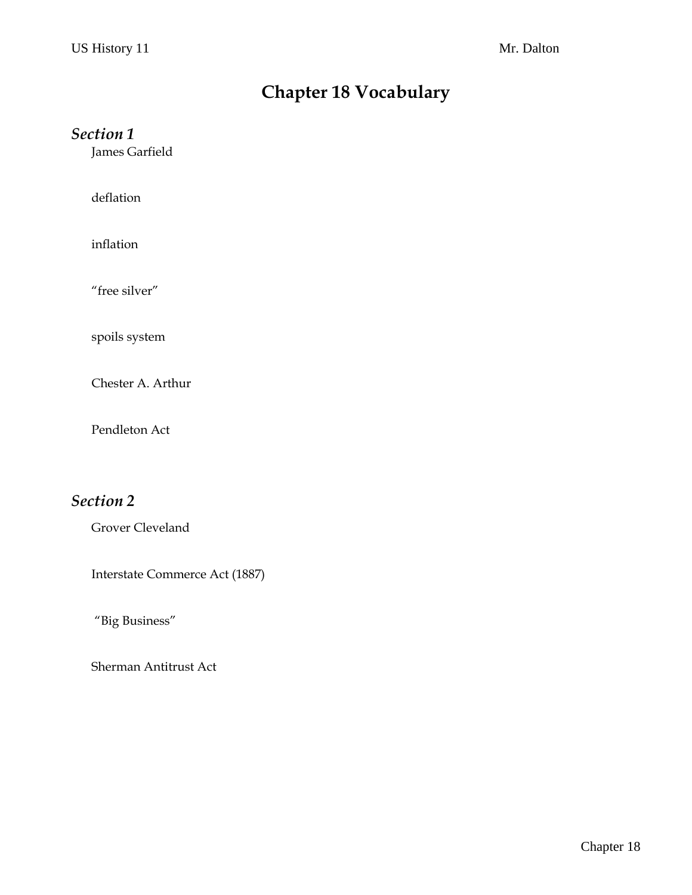# Chapter 18 Vocabulary

## *Section 1*

James Garfield

deflation

inflation

"free silver"

spoils system

Chester A. Arthur

Pendleton Act

## *Section 2*

Grover Cleveland

Interstate Commerce Act (1887)

"Big Business"

Sherman Antitrust Act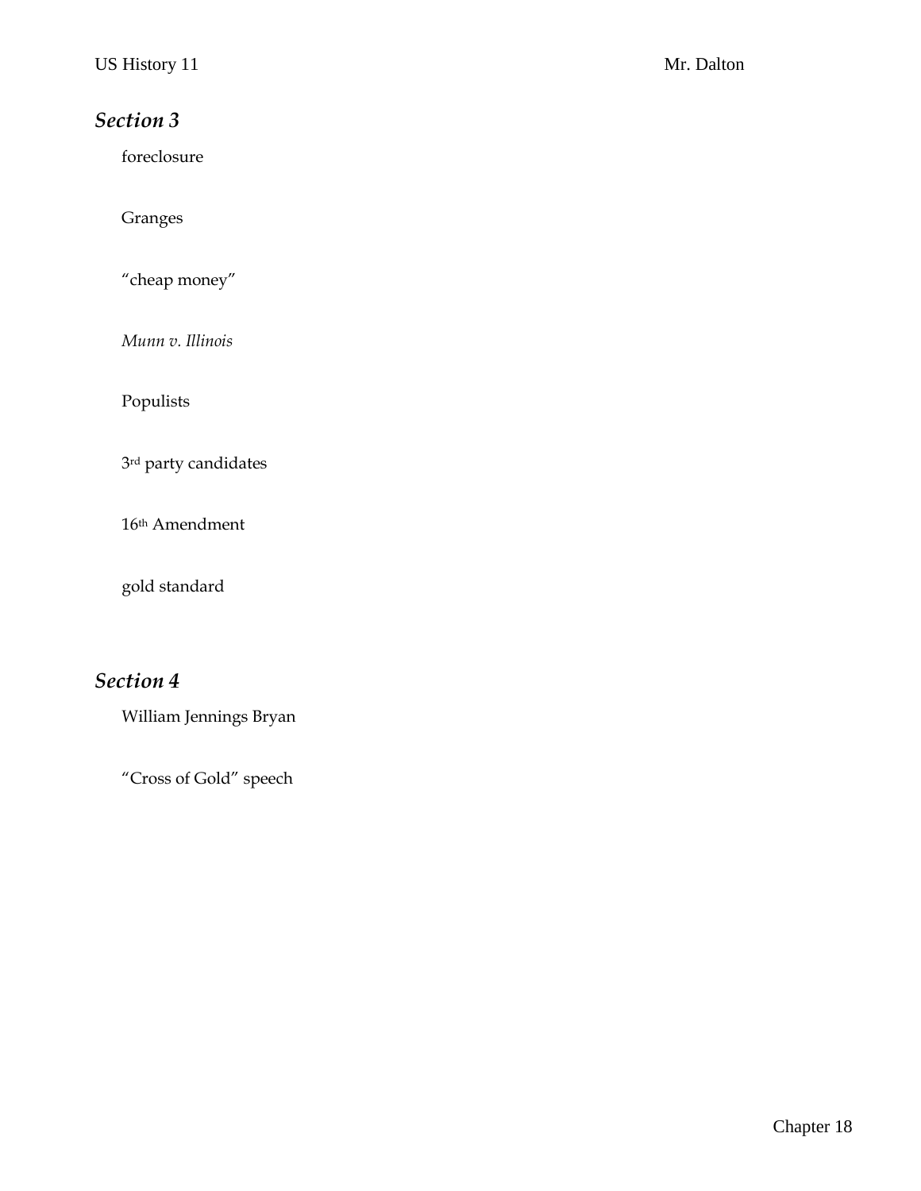## *Section 3*

foreclosure

Granges

“cheap money”

*Munn v. Illinois*

Populists

3rd party candidates

16th Amendment

gold standard

## *Section 4*

William Jennings Bryan

“Cross of Gold” speech